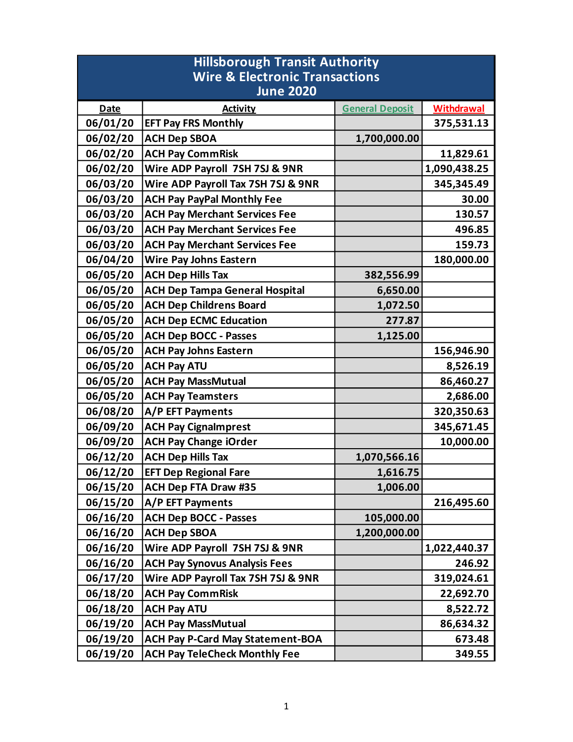# Hillsborough Transit Authority
## Wire & Electronic Transactions
## June 2020

| Date | Activity | General Deposit | Withdrawal |
|---|---|---|---|
| 06/01/20 | EFT Pay FRS Monthly | | 375,531.13 |
| 06/02/20 | ACH Dep SBOA | 1,700,000.00 | |
| 06/02/20 | ACH Pay CommRisk | | 11,829.61 |
| 06/02/20 | Wire ADP Payroll 7SH 7SJ & 9NR | | 1,090,438.25 |
| 06/03/20 | Wire ADP Payroll Tax 7SH 7SJ & 9NR | | 345,345.49 |
| 06/03/20 | ACH Pay PayPal Monthly Fee | | 30.00 |
| 06/03/20 | ACH Pay Merchant Services Fee | | 130.57 |
| 06/03/20 | ACH Pay Merchant Services Fee | | 496.85 |
| 06/03/20 | ACH Pay Merchant Services Fee | | 159.73 |
| 06/04/20 | Wire Pay Johns Eastern | | 180,000.00 |
| 06/05/20 | ACH Dep Hills Tax | 382,556.99 | |
| 06/05/20 | ACH Dep Tampa General Hospital | 6,650.00 | |
| 06/05/20 | ACH Dep Childrens Board | 1,072.50 | |
| 06/05/20 | ACH Dep ECMC Education | 277.87 | |
| 06/05/20 | ACH Dep BOCC - Passes | 1,125.00 | |
| 06/05/20 | ACH Pay Johns Eastern | | 156,946.90 |
| 06/05/20 | ACH Pay ATU | | 8,526.19 |
| 06/05/20 | ACH Pay MassMutual | | 86,460.27 |
| 06/05/20 | ACH Pay Teamsters | | 2,686.00 |
| 06/08/20 | A/P EFT Payments | | 320,350.63 |
| 06/09/20 | ACH Pay CignaImprest | | 345,671.45 |
| 06/09/20 | ACH Pay Change iOrder | | 10,000.00 |
| 06/12/20 | ACH Dep Hills Tax | 1,070,566.16 | |
| 06/12/20 | EFT Dep Regional Fare | 1,616.75 | |
| 06/15/20 | ACH Dep FTA Draw #35 | 1,006.00 | |
| 06/15/20 | A/P EFT Payments | | 216,495.60 |
| 06/16/20 | ACH Dep BOCC - Passes | 105,000.00 | |
| 06/16/20 | ACH Dep SBOA | 1,200,000.00 | |
| 06/16/20 | Wire ADP Payroll 7SH 7SJ & 9NR | | 1,022,440.37 |
| 06/16/20 | ACH Pay Synovus Analysis Fees | | 246.92 |
| 06/17/20 | Wire ADP Payroll Tax 7SH 7SJ & 9NR | | 319,024.61 |
| 06/18/20 | ACH Pay CommRisk | | 22,692.70 |
| 06/18/20 | ACH Pay ATU | | 8,522.72 |
| 06/19/20 | ACH Pay MassMutual | | 86,634.32 |
| 06/19/20 | ACH Pay P-Card May Statement-BOA | | 673.48 |
| 06/19/20 | ACH Pay TeleCheck Monthly Fee | | 349.55 |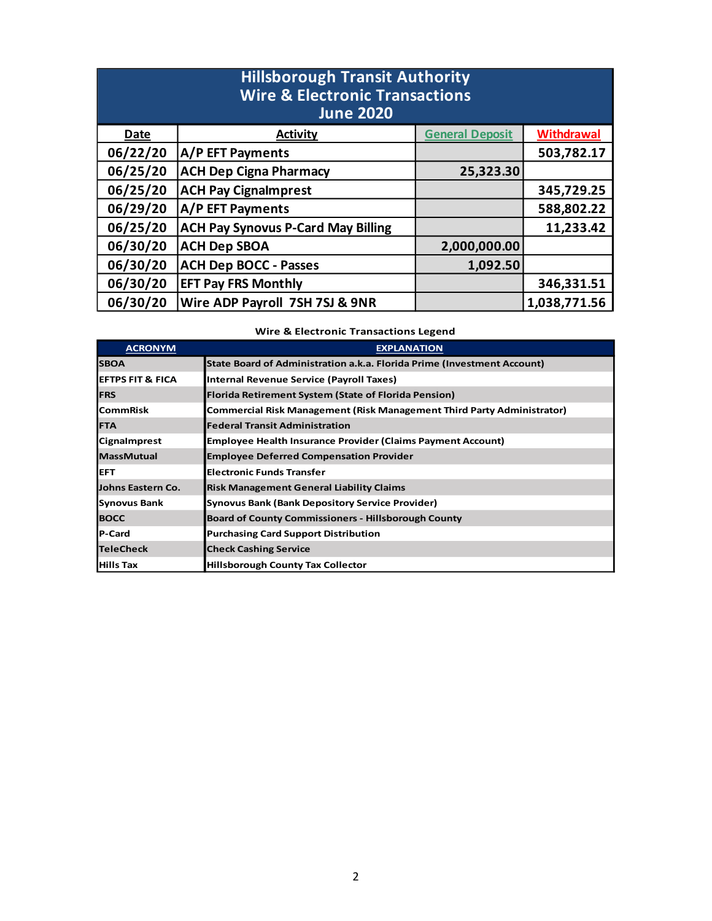# Hillsborough Transit Authority
## Wire & Electronic Transactions
## June 2020

| Date | Activity | General Deposit | Withdrawal |
|---|---|---|---|
| 06/22/20 | A/P EFT Payments | | 503,782.17 |
| 06/25/20 | ACH Dep Cigna Pharmacy | 25,323.30 | |
| 06/25/20 | ACH Pay CignaImprest | | 345,729.25 |
| 06/29/20 | A/P EFT Payments | | 588,802.22 |
| 06/25/20 | ACH Pay Synovus P-Card May Billing | | 11,233.42 |
| 06/30/20 | ACH Dep SBOA | 2,000,000.00 | |
| 06/30/20 | ACH Dep BOCC - Passes | 1,092.50 | |
| 06/30/20 | EFT Pay FRS Monthly | | 346,331.51 |
| 06/30/20 | Wire ADP Payroll 7SH 7SJ & 9NR | | 1,038,771.56 |

**Wire & Electronic Transactions Legend**

| ACRONYM | EXPLANATION |
|---|---|
| SBOA | State Board of Administration a.k.a. Florida Prime (Investment Account) |
| EFTPS FIT & FICA | Internal Revenue Service (Payroll Taxes) |
| FRS | Florida Retirement System (State of Florida Pension) |
| CommRisk | Commercial Risk Management (Risk Management Third Party Administrator) |
| FTA | Federal Transit Administration |
| CignaImprest | Employee Health Insurance Provider (Claims Payment Account) |
| MassMutual | Employee Deferred Compensation Provider |
| EFT | Electronic Funds Transfer |
| Johns Eastern Co. | Risk Management General Liability Claims |
| Synovus Bank | Synovus Bank (Bank Depository Service Provider) |
| BOCC | Board of County Commissioners - Hillsborough County |
| P-Card | Purchasing Card Support Distribution |
| TeleCheck | Check Cashing Service |
| Hills Tax | Hillsborough County Tax Collector |